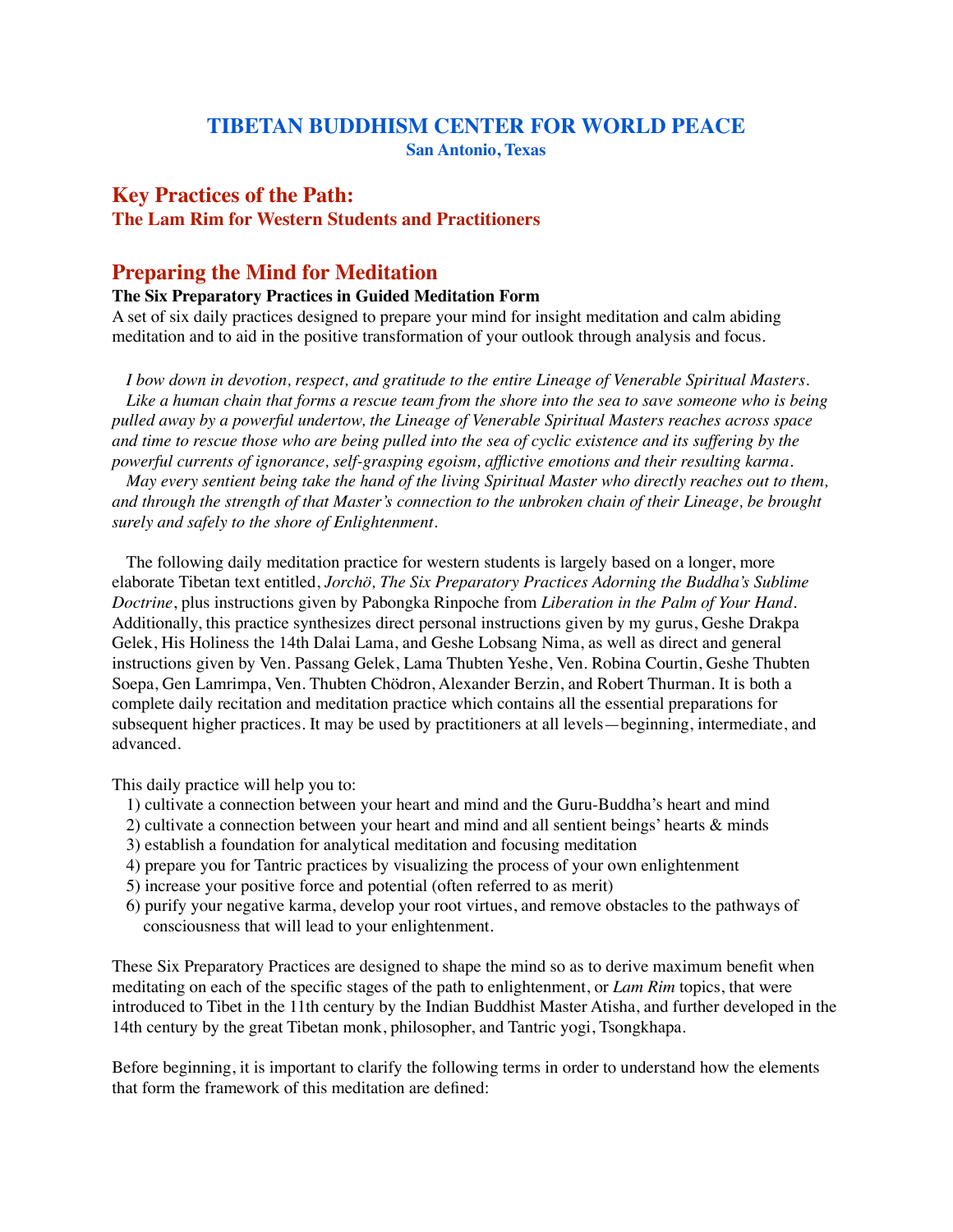# TIBETAN BUDDHISM CENTER FOR WORLD PEACE

**San Antonio, Texas**

## Key Practices of the Path:

### The Lam Rim for Western Students and Practitioners

## Preparing the Mind for Meditation

**The Six Preparatory Practices in Guided Meditation Form**

A set of six daily practices designed to prepare your mind for insight meditation and calm abiding meditation and to aid in the positive transformation of your outlook through analysis and focus.

*I bow down in devotion, respect, and gratitude to the entire Lineage of Venerable Spiritual Masters.*

*Like a human chain that forms a rescue team from the shore into the sea to save someone who is being pulled away by a powerful undertow, the Lineage of Venerable Spiritual Masters reaches across space and time to rescue those who are being pulled into the sea of cyclic existence and its suffering by the powerful currents of ignorance, self-grasping egoism, afflictive emotions and their resulting karma.*

*May every sentient being take the hand of the living Spiritual Master who directly reaches out to them, and through the strength of that Master's connection to the unbroken chain of their Lineage, be brought surely and safely to the shore of Enlightenment.*

The following daily meditation practice for western students is largely based on a longer, more elaborate Tibetan text entitled, *Jorchö, The Six Preparatory Practices Adorning the Buddha's Sublime Doctrine*, plus instructions given by Pabongka Rinpoche from *Liberation in the Palm of Your Hand*. Additionally, this practice synthesizes direct personal instructions given by my gurus, Geshe Drakpa Gelek, His Holiness the 14th Dalai Lama, and Geshe Lobsang Nima, as well as direct and general instructions given by Ven. Passang Gelek, Lama Thubten Yeshe, Ven. Robina Courtin, Geshe Thubten Soepa, Gen Lamrimpa, Ven. Thubten Chödron, Alexander Berzin, and Robert Thurman. It is both a complete daily recitation and meditation practice which contains all the essential preparations for subsequent higher practices. It may be used by practitioners at all levels—beginning, intermediate, and advanced.

This daily practice will help you to:

1) cultivate a connection between your heart and mind and the Guru-Buddha's heart and mind
2) cultivate a connection between your heart and mind and all sentient beings' hearts & minds
3) establish a foundation for analytical meditation and focusing meditation
4) prepare you for Tantric practices by visualizing the process of your own enlightenment
5) increase your positive force and potential (often referred to as merit)
6) purify your negative karma, develop your root virtues, and remove obstacles to the pathways of consciousness that will lead to your enlightenment.

These Six Preparatory Practices are designed to shape the mind so as to derive maximum benefit when meditating on each of the specific stages of the path to enlightenment, or *Lam Rim* topics, that were introduced to Tibet in the 11th century by the Indian Buddhist Master Atisha, and further developed in the 14th century by the great Tibetan monk, philosopher, and Tantric yogi, Tsongkhapa.

Before beginning, it is important to clarify the following terms in order to understand how the elements that form the framework of this meditation are defined: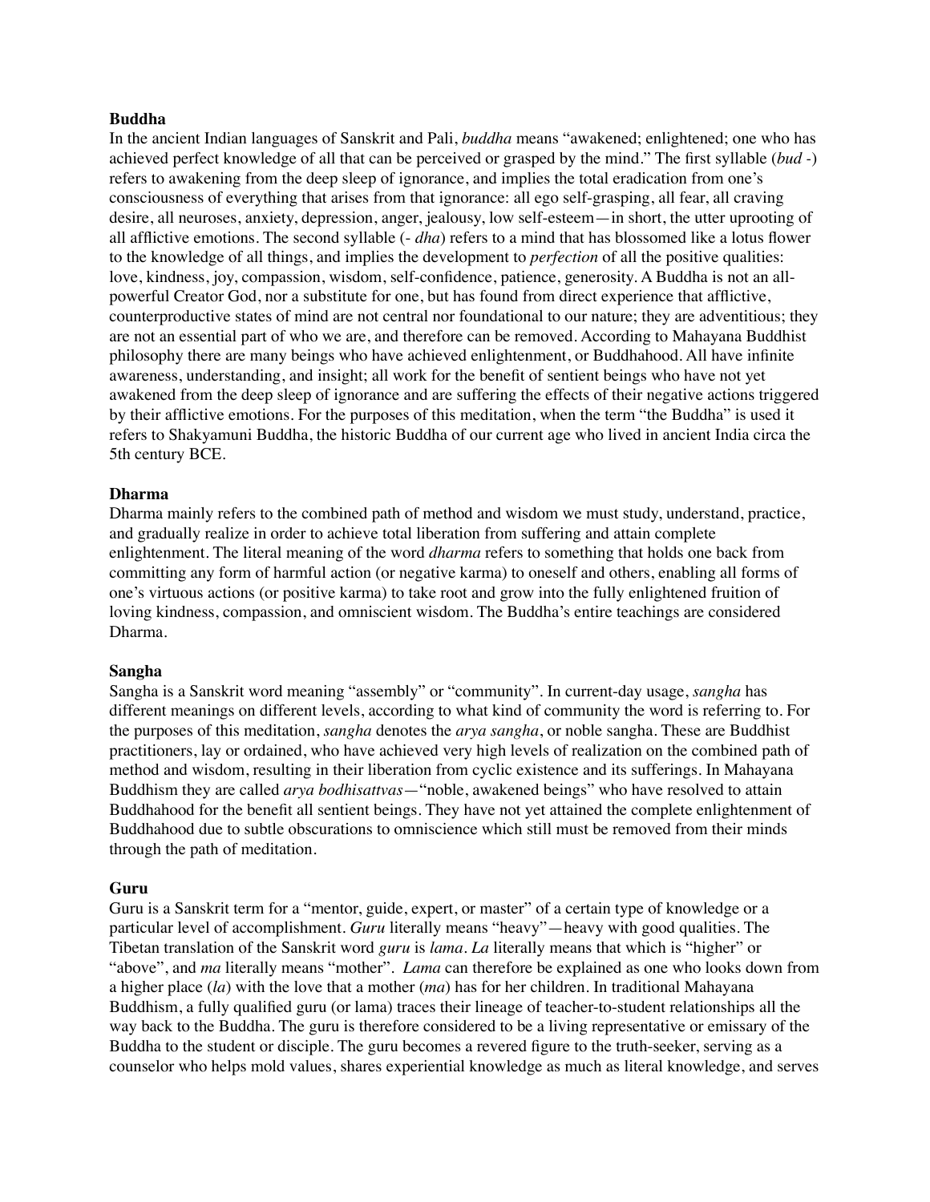**Buddha**

In the ancient Indian languages of Sanskrit and Pali, *buddha* means "awakened; enlightened; one who has achieved perfect knowledge of all that can be perceived or grasped by the mind." The first syllable (*bud* -) refers to awakening from the deep sleep of ignorance, and implies the total eradication from one's consciousness of everything that arises from that ignorance: all ego self-grasping, all fear, all craving desire, all neuroses, anxiety, depression, anger, jealousy, low self-esteem—in short, the utter uprooting of all afflictive emotions. The second syllable (- *dha*) refers to a mind that has blossomed like a lotus flower to the knowledge of all things, and implies the development to *perfection* of all the positive qualities: love, kindness, joy, compassion, wisdom, self-confidence, patience, generosity. A Buddha is not an all-powerful Creator God, nor a substitute for one, but has found from direct experience that afflictive, counterproductive states of mind are not central nor foundational to our nature; they are adventitious; they are not an essential part of who we are, and therefore can be removed. According to Mahayana Buddhist philosophy there are many beings who have achieved enlightenment, or Buddhahood. All have infinite awareness, understanding, and insight; all work for the benefit of sentient beings who have not yet awakened from the deep sleep of ignorance and are suffering the effects of their negative actions triggered by their afflictive emotions. For the purposes of this meditation, when the term "the Buddha" is used it refers to Shakyamuni Buddha, the historic Buddha of our current age who lived in ancient India circa the 5th century BCE.

**Dharma**

Dharma mainly refers to the combined path of method and wisdom we must study, understand, practice, and gradually realize in order to achieve total liberation from suffering and attain complete enlightenment. The literal meaning of the word *dharma* refers to something that holds one back from committing any form of harmful action (or negative karma) to oneself and others, enabling all forms of one's virtuous actions (or positive karma) to take root and grow into the fully enlightened fruition of loving kindness, compassion, and omniscient wisdom. The Buddha's entire teachings are considered Dharma.

**Sangha**

Sangha is a Sanskrit word meaning "assembly" or "community". In current-day usage, *sangha* has different meanings on different levels, according to what kind of community the word is referring to. For the purposes of this meditation, *sangha* denotes the *arya sangha*, or noble sangha. These are Buddhist practitioners, lay or ordained, who have achieved very high levels of realization on the combined path of method and wisdom, resulting in their liberation from cyclic existence and its sufferings. In Mahayana Buddhism they are called *arya bodhisattvas*—"noble, awakened beings" who have resolved to attain Buddhahood for the benefit all sentient beings. They have not yet attained the complete enlightenment of Buddhahood due to subtle obscurations to omniscience which still must be removed from their minds through the path of meditation.

**Guru**

Guru is a Sanskrit term for a "mentor, guide, expert, or master" of a certain type of knowledge or a particular level of accomplishment. *Guru* literally means "heavy"—heavy with good qualities. The Tibetan translation of the Sanskrit word *guru* is *lama*. *La* literally means that which is "higher" or "above", and *ma* literally means "mother". *Lama* can therefore be explained as one who looks down from a higher place (*la*) with the love that a mother (*ma*) has for her children. In traditional Mahayana Buddhism, a fully qualified guru (or lama) traces their lineage of teacher-to-student relationships all the way back to the Buddha. The guru is therefore considered to be a living representative or emissary of the Buddha to the student or disciple. The guru becomes a revered figure to the truth-seeker, serving as a counselor who helps mold values, shares experiential knowledge as much as literal knowledge, and serves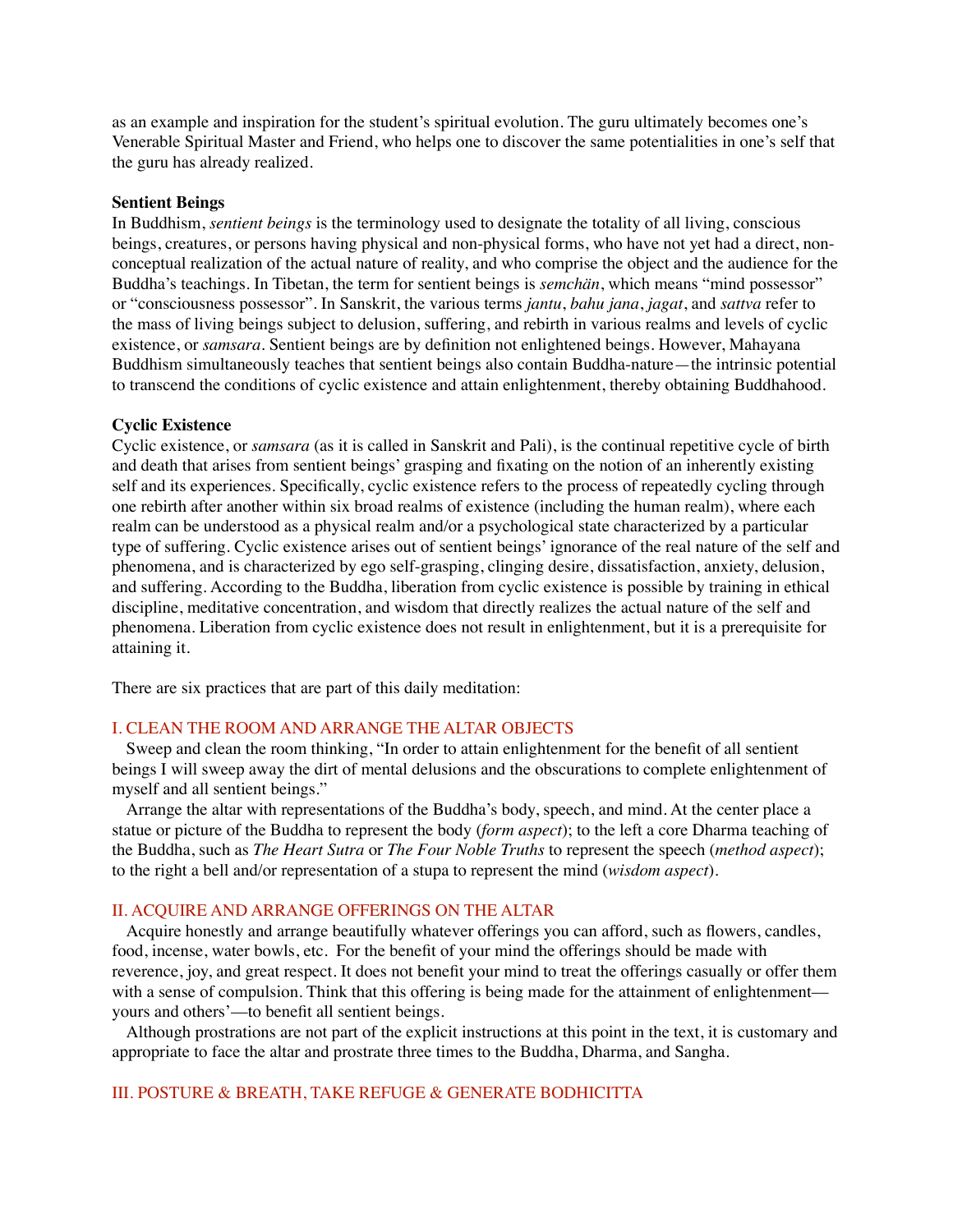as an example and inspiration for the student's spiritual evolution. The guru ultimately becomes one's Venerable Spiritual Master and Friend, who helps one to discover the same potentialities in one's self that the guru has already realized.

**Sentient Beings**

In Buddhism, *sentient beings* is the terminology used to designate the totality of all living, conscious beings, creatures, or persons having physical and non-physical forms, who have not yet had a direct, non-conceptual realization of the actual nature of reality, and who comprise the object and the audience for the Buddha's teachings. In Tibetan, the term for sentient beings is *semchän*, which means "mind possessor" or "consciousness possessor". In Sanskrit, the various terms *jantu*, *bahu jana*, *jagat*, and *sattva* refer to the mass of living beings subject to delusion, suffering, and rebirth in various realms and levels of cyclic existence, or *samsara*. Sentient beings are by definition not enlightened beings. However, Mahayana Buddhism simultaneously teaches that sentient beings also contain Buddha-nature—the intrinsic potential to transcend the conditions of cyclic existence and attain enlightenment, thereby obtaining Buddhahood.

**Cyclic Existence**

Cyclic existence, or *samsara* (as it is called in Sanskrit and Pali), is the continual repetitive cycle of birth and death that arises from sentient beings' grasping and fixating on the notion of an inherently existing self and its experiences. Specifically, cyclic existence refers to the process of repeatedly cycling through one rebirth after another within six broad realms of existence (including the human realm), where each realm can be understood as a physical realm and/or a psychological state characterized by a particular type of suffering. Cyclic existence arises out of sentient beings' ignorance of the real nature of the self and phenomena, and is characterized by ego self-grasping, clinging desire, dissatisfaction, anxiety, delusion, and suffering. According to the Buddha, liberation from cyclic existence is possible by training in ethical discipline, meditative concentration, and wisdom that directly realizes the actual nature of the self and phenomena. Liberation from cyclic existence does not result in enlightenment, but it is a prerequisite for attaining it.

There are six practices that are part of this daily meditation:

## I. CLEAN THE ROOM AND ARRANGE THE ALTAR OBJECTS

Sweep and clean the room thinking, "In order to attain enlightenment for the benefit of all sentient beings I will sweep away the dirt of mental delusions and the obscurations to complete enlightenment of myself and all sentient beings."

Arrange the altar with representations of the Buddha's body, speech, and mind. At the center place a statue or picture of the Buddha to represent the body (*form aspect*); to the left a core Dharma teaching of the Buddha, such as *The Heart Sutra* or *The Four Noble Truths* to represent the speech (*method aspect*); to the right a bell and/or representation of a stupa to represent the mind (*wisdom aspect*).

## II. ACQUIRE AND ARRANGE OFFERINGS ON THE ALTAR

Acquire honestly and arrange beautifully whatever offerings you can afford, such as flowers, candles, food, incense, water bowls, etc. For the benefit of your mind the offerings should be made with reverence, joy, and great respect. It does not benefit your mind to treat the offerings casually or offer them with a sense of compulsion. Think that this offering is being made for the attainment of enlightenment—yours and others'—to benefit all sentient beings.

Although prostrations are not part of the explicit instructions at this point in the text, it is customary and appropriate to face the altar and prostrate three times to the Buddha, Dharma, and Sangha.

## III. POSTURE & BREATH, TAKE REFUGE & GENERATE BODHICITTA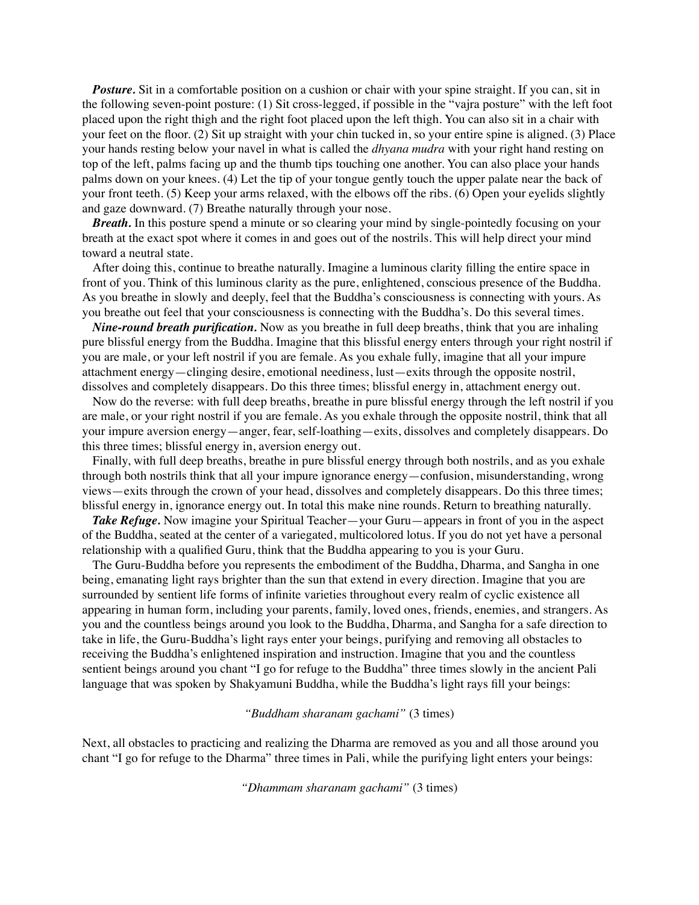***Posture.*** Sit in a comfortable position on a cushion or chair with your spine straight. If you can, sit in the following seven-point posture: (1) Sit cross-legged, if possible in the "vajra posture" with the left foot placed upon the right thigh and the right foot placed upon the left thigh. You can also sit in a chair with your feet on the floor. (2) Sit up straight with your chin tucked in, so your entire spine is aligned. (3) Place your hands resting below your navel in what is called the *dhyana mudra* with your right hand resting on top of the left, palms facing up and the thumb tips touching one another. You can also place your hands palms down on your knees. (4) Let the tip of your tongue gently touch the upper palate near the back of your front teeth. (5) Keep your arms relaxed, with the elbows off the ribs. (6) Open your eyelids slightly and gaze downward. (7) Breathe naturally through your nose.

***Breath.*** In this posture spend a minute or so clearing your mind by single-pointedly focusing on your breath at the exact spot where it comes in and goes out of the nostrils. This will help direct your mind toward a neutral state.

After doing this, continue to breathe naturally. Imagine a luminous clarity filling the entire space in front of you. Think of this luminous clarity as the pure, enlightened, conscious presence of the Buddha. As you breathe in slowly and deeply, feel that the Buddha's consciousness is connecting with yours. As you breathe out feel that your consciousness is connecting with the Buddha's. Do this several times.

***Nine-round breath purification.*** Now as you breathe in full deep breaths, think that you are inhaling pure blissful energy from the Buddha. Imagine that this blissful energy enters through your right nostril if you are male, or your left nostril if you are female. As you exhale fully, imagine that all your impure attachment energy—clinging desire, emotional neediness, lust—exits through the opposite nostril, dissolves and completely disappears. Do this three times; blissful energy in, attachment energy out.

Now do the reverse: with full deep breaths, breathe in pure blissful energy through the left nostril if you are male, or your right nostril if you are female. As you exhale through the opposite nostril, think that all your impure aversion energy—anger, fear, self-loathing—exits, dissolves and completely disappears. Do this three times; blissful energy in, aversion energy out.

Finally, with full deep breaths, breathe in pure blissful energy through both nostrils, and as you exhale through both nostrils think that all your impure ignorance energy—confusion, misunderstanding, wrong views—exits through the crown of your head, dissolves and completely disappears. Do this three times; blissful energy in, ignorance energy out. In total this make nine rounds. Return to breathing naturally.

***Take Refuge.*** Now imagine your Spiritual Teacher—your Guru—appears in front of you in the aspect of the Buddha, seated at the center of a variegated, multicolored lotus. If you do not yet have a personal relationship with a qualified Guru, think that the Buddha appearing to you is your Guru.

The Guru-Buddha before you represents the embodiment of the Buddha, Dharma, and Sangha in one being, emanating light rays brighter than the sun that extend in every direction. Imagine that you are surrounded by sentient life forms of infinite varieties throughout every realm of cyclic existence all appearing in human form, including your parents, family, loved ones, friends, enemies, and strangers. As you and the countless beings around you look to the Buddha, Dharma, and Sangha for a safe direction to take in life, the Guru-Buddha's light rays enter your beings, purifying and removing all obstacles to receiving the Buddha's enlightened inspiration and instruction. Imagine that you and the countless sentient beings around you chant "I go for refuge to the Buddha" three times slowly in the ancient Pali language that was spoken by Shakyamuni Buddha, while the Buddha's light rays fill your beings:

*"Buddham sharanam gachami"* (3 times)

Next, all obstacles to practicing and realizing the Dharma are removed as you and all those around you chant "I go for refuge to the Dharma" three times in Pali, while the purifying light enters your beings:

*"Dhammam sharanam gachami"* (3 times)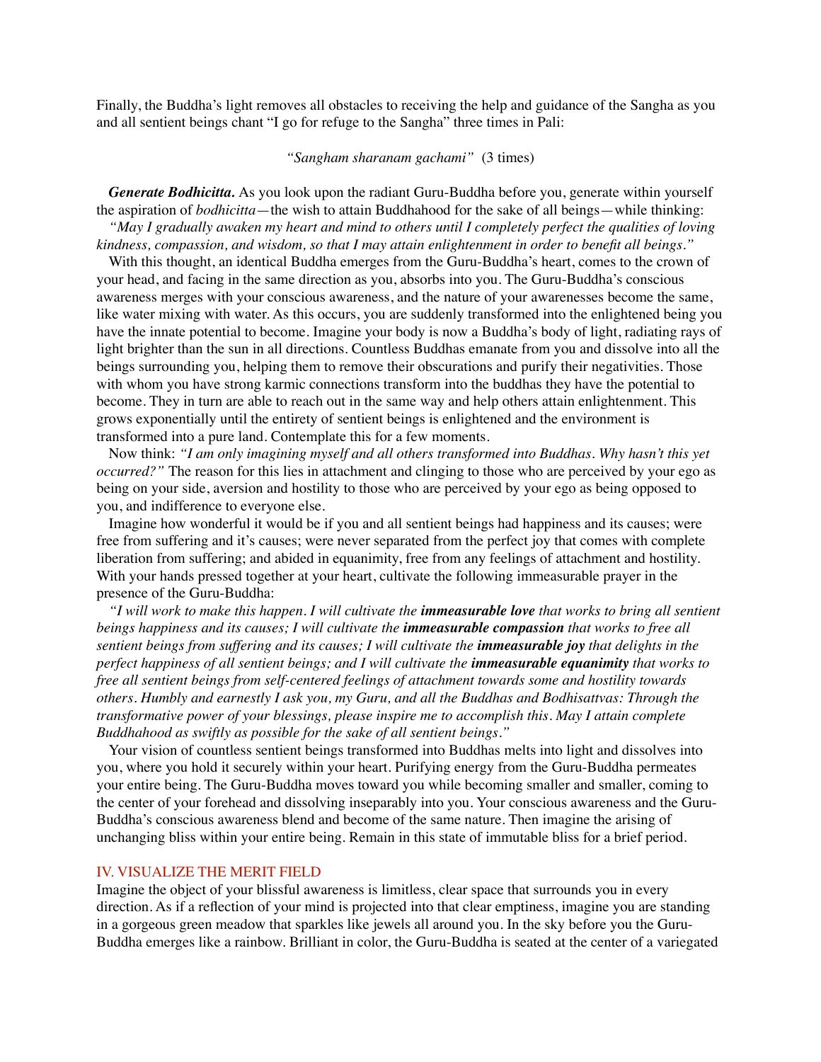Finally, the Buddha's light removes all obstacles to receiving the help and guidance of the Sangha as you and all sentient beings chant "I go for refuge to the Sangha" three times in Pali:

*"Sangham sharanam gachami"* (3 times)

***Generate Bodhicitta.*** As you look upon the radiant Guru-Buddha before you, generate within yourself the aspiration of *bodhicitta*—the wish to attain Buddhahood for the sake of all beings—while thinking: *"May I gradually awaken my heart and mind to others until I completely perfect the qualities of loving kindness, compassion, and wisdom, so that I may attain enlightenment in order to benefit all beings."*

With this thought, an identical Buddha emerges from the Guru-Buddha's heart, comes to the crown of your head, and facing in the same direction as you, absorbs into you. The Guru-Buddha's conscious awareness merges with your conscious awareness, and the nature of your awarenesses become the same, like water mixing with water. As this occurs, you are suddenly transformed into the enlightened being you have the innate potential to become. Imagine your body is now a Buddha's body of light, radiating rays of light brighter than the sun in all directions. Countless Buddhas emanate from you and dissolve into all the beings surrounding you, helping them to remove their obscurations and purify their negativities. Those with whom you have strong karmic connections transform into the buddhas they have the potential to become. They in turn are able to reach out in the same way and help others attain enlightenment. This grows exponentially until the entirety of sentient beings is enlightened and the environment is transformed into a pure land. Contemplate this for a few moments.

Now think: *"I am only imagining myself and all others transformed into Buddhas. Why hasn't this yet occurred?"* The reason for this lies in attachment and clinging to those who are perceived by your ego as being on your side, aversion and hostility to those who are perceived by your ego as being opposed to you, and indifference to everyone else.

Imagine how wonderful it would be if you and all sentient beings had happiness and its causes; were free from suffering and it's causes; were never separated from the perfect joy that comes with complete liberation from suffering; and abided in equanimity, free from any feelings of attachment and hostility. With your hands pressed together at your heart, cultivate the following immeasurable prayer in the presence of the Guru-Buddha:

*"I will work to make this happen. I will cultivate the **immeasurable love** that works to bring all sentient beings happiness and its causes; I will cultivate the **immeasurable compassion** that works to free all sentient beings from suffering and its causes; I will cultivate the **immeasurable joy** that delights in the perfect happiness of all sentient beings; and I will cultivate the **immeasurable equanimity** that works to free all sentient beings from self-centered feelings of attachment towards some and hostility towards others. Humbly and earnestly I ask you, my Guru, and all the Buddhas and Bodhisattvas: Through the transformative power of your blessings, please inspire me to accomplish this. May I attain complete Buddhahood as swiftly as possible for the sake of all sentient beings."*

Your vision of countless sentient beings transformed into Buddhas melts into light and dissolves into you, where you hold it securely within your heart. Purifying energy from the Guru-Buddha permeates your entire being. The Guru-Buddha moves toward you while becoming smaller and smaller, coming to the center of your forehead and dissolving inseparably into you. Your conscious awareness and the Guru-Buddha's conscious awareness blend and become of the same nature. Then imagine the arising of unchanging bliss within your entire being. Remain in this state of immutable bliss for a brief period.

## IV. VISUALIZE THE MERIT FIELD

Imagine the object of your blissful awareness is limitless, clear space that surrounds you in every direction. As if a reflection of your mind is projected into that clear emptiness, imagine you are standing in a gorgeous green meadow that sparkles like jewels all around you. In the sky before you the Guru-Buddha emerges like a rainbow. Brilliant in color, the Guru-Buddha is seated at the center of a variegated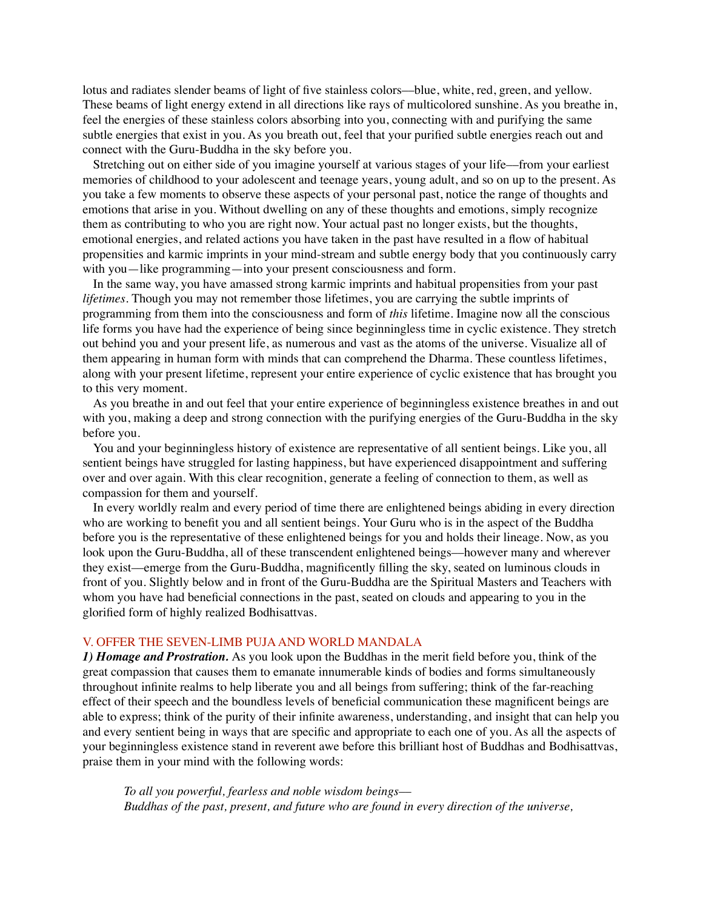lotus and radiates slender beams of light of five stainless colors—blue, white, red, green, and yellow. These beams of light energy extend in all directions like rays of multicolored sunshine. As you breathe in, feel the energies of these stainless colors absorbing into you, connecting with and purifying the same subtle energies that exist in you. As you breath out, feel that your purified subtle energies reach out and connect with the Guru-Buddha in the sky before you.

Stretching out on either side of you imagine yourself at various stages of your life—from your earliest memories of childhood to your adolescent and teenage years, young adult, and so on up to the present. As you take a few moments to observe these aspects of your personal past, notice the range of thoughts and emotions that arise in you. Without dwelling on any of these thoughts and emotions, simply recognize them as contributing to who you are right now. Your actual past no longer exists, but the thoughts, emotional energies, and related actions you have taken in the past have resulted in a flow of habitual propensities and karmic imprints in your mind-stream and subtle energy body that you continuously carry with you—like programming—into your present consciousness and form.

In the same way, you have amassed strong karmic imprints and habitual propensities from your past *lifetimes*. Though you may not remember those lifetimes, you are carrying the subtle imprints of programming from them into the consciousness and form of *this* lifetime. Imagine now all the conscious life forms you have had the experience of being since beginningless time in cyclic existence. They stretch out behind you and your present life, as numerous and vast as the atoms of the universe. Visualize all of them appearing in human form with minds that can comprehend the Dharma. These countless lifetimes, along with your present lifetime, represent your entire experience of cyclic existence that has brought you to this very moment.

As you breathe in and out feel that your entire experience of beginningless existence breathes in and out with you, making a deep and strong connection with the purifying energies of the Guru-Buddha in the sky before you.

You and your beginningless history of existence are representative of all sentient beings. Like you, all sentient beings have struggled for lasting happiness, but have experienced disappointment and suffering over and over again. With this clear recognition, generate a feeling of connection to them, as well as compassion for them and yourself.

In every worldly realm and every period of time there are enlightened beings abiding in every direction who are working to benefit you and all sentient beings. Your Guru who is in the aspect of the Buddha before you is the representative of these enlightened beings for you and holds their lineage. Now, as you look upon the Guru-Buddha, all of these transcendent enlightened beings—however many and wherever they exist—emerge from the Guru-Buddha, magnificently filling the sky, seated on luminous clouds in front of you. Slightly below and in front of the Guru-Buddha are the Spiritual Masters and Teachers with whom you have had beneficial connections in the past, seated on clouds and appearing to you in the glorified form of highly realized Bodhisattvas.

## V. OFFER THE SEVEN-LIMB PUJA AND WORLD MANDALA

***1) Homage and Prostration.*** As you look upon the Buddhas in the merit field before you, think of the great compassion that causes them to emanate innumerable kinds of bodies and forms simultaneously throughout infinite realms to help liberate you and all beings from suffering; think of the far-reaching effect of their speech and the boundless levels of beneficial communication these magnificent beings are able to express; think of the purity of their infinite awareness, understanding, and insight that can help you and every sentient being in ways that are specific and appropriate to each one of you. As all the aspects of your beginningless existence stand in reverent awe before this brilliant host of Buddhas and Bodhisattvas, praise them in your mind with the following words:

> *To all you powerful, fearless and noble wisdom beings—*
> *Buddhas of the past, present, and future who are found in every direction of the universe,*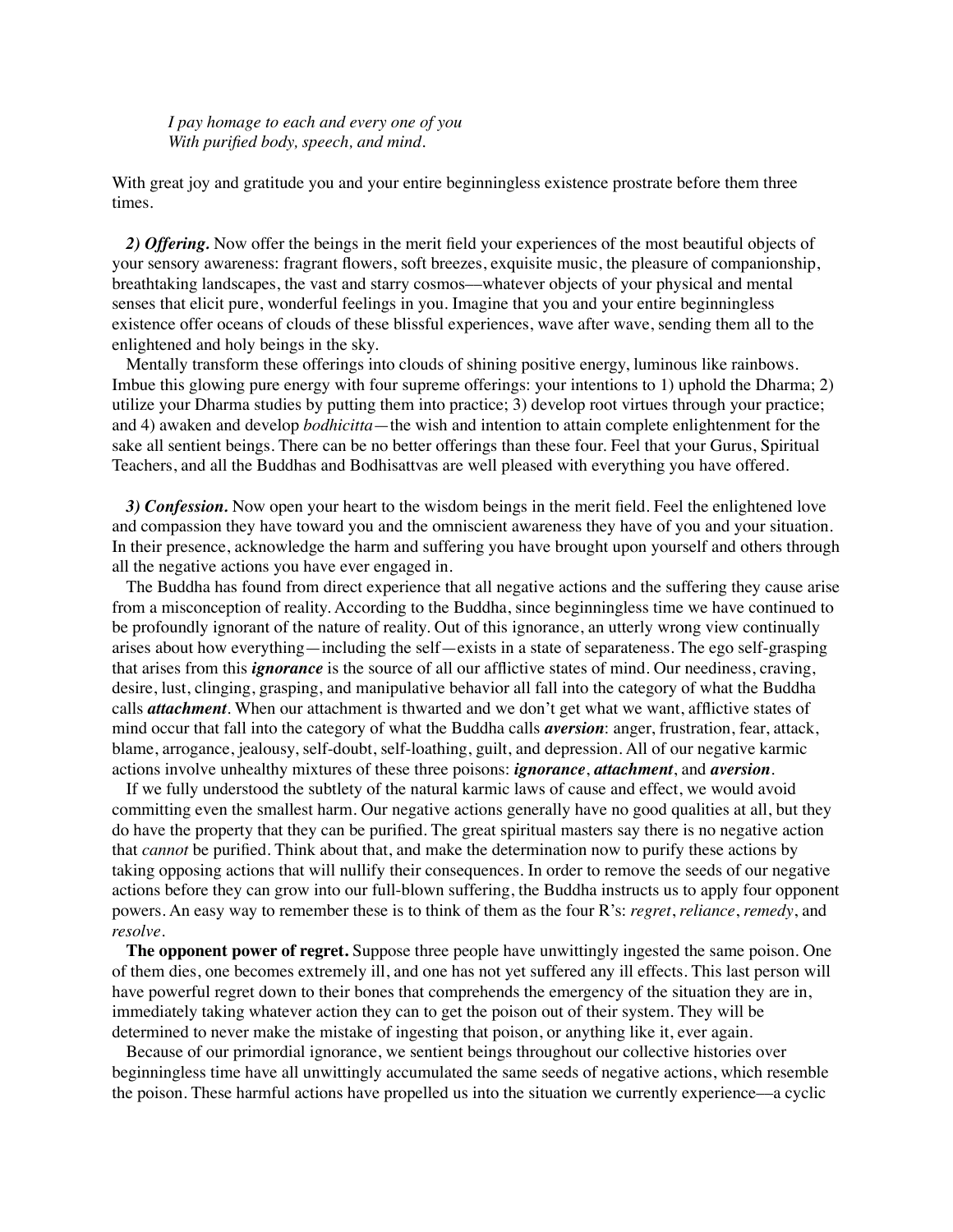*I pay homage to each and every one of you*
*With purified body, speech, and mind.*

With great joy and gratitude you and your entire beginningless existence prostrate before them three times.

***2) Offering.*** Now offer the beings in the merit field your experiences of the most beautiful objects of your sensory awareness: fragrant flowers, soft breezes, exquisite music, the pleasure of companionship, breathtaking landscapes, the vast and starry cosmos—whatever objects of your physical and mental senses that elicit pure, wonderful feelings in you. Imagine that you and your entire beginningless existence offer oceans of clouds of these blissful experiences, wave after wave, sending them all to the enlightened and holy beings in the sky.

Mentally transform these offerings into clouds of shining positive energy, luminous like rainbows. Imbue this glowing pure energy with four supreme offerings: your intentions to 1) uphold the Dharma; 2) utilize your Dharma studies by putting them into practice; 3) develop root virtues through your practice; and 4) awaken and develop *bodhicitta*—the wish and intention to attain complete enlightenment for the sake all sentient beings. There can be no better offerings than these four. Feel that your Gurus, Spiritual Teachers, and all the Buddhas and Bodhisattvas are well pleased with everything you have offered.

***3) Confession.*** Now open your heart to the wisdom beings in the merit field. Feel the enlightened love and compassion they have toward you and the omniscient awareness they have of you and your situation. In their presence, acknowledge the harm and suffering you have brought upon yourself and others through all the negative actions you have ever engaged in.

The Buddha has found from direct experience that all negative actions and the suffering they cause arise from a misconception of reality. According to the Buddha, since beginningless time we have continued to be profoundly ignorant of the nature of reality. Out of this ignorance, an utterly wrong view continually arises about how everything—including the self—exists in a state of separateness. The ego self-grasping that arises from this ***ignorance*** is the source of all our afflictive states of mind. Our neediness, craving, desire, lust, clinging, grasping, and manipulative behavior all fall into the category of what the Buddha calls ***attachment***. When our attachment is thwarted and we don't get what we want, afflictive states of mind occur that fall into the category of what the Buddha calls ***aversion***: anger, frustration, fear, attack, blame, arrogance, jealousy, self-doubt, self-loathing, guilt, and depression. All of our negative karmic actions involve unhealthy mixtures of these three poisons: ***ignorance***, ***attachment***, and ***aversion***.

If we fully understood the subtlety of the natural karmic laws of cause and effect, we would avoid committing even the smallest harm. Our negative actions generally have no good qualities at all, but they do have the property that they can be purified. The great spiritual masters say there is no negative action that *cannot* be purified. Think about that, and make the determination now to purify these actions by taking opposing actions that will nullify their consequences. In order to remove the seeds of our negative actions before they can grow into our full-blown suffering, the Buddha instructs us to apply four opponent powers. An easy way to remember these is to think of them as the four R's: *regret*, *reliance*, *remedy*, and *resolve*.

**The opponent power of regret.** Suppose three people have unwittingly ingested the same poison. One of them dies, one becomes extremely ill, and one has not yet suffered any ill effects. This last person will have powerful regret down to their bones that comprehends the emergency of the situation they are in, immediately taking whatever action they can to get the poison out of their system. They will be determined to never make the mistake of ingesting that poison, or anything like it, ever again.

Because of our primordial ignorance, we sentient beings throughout our collective histories over beginningless time have all unwittingly accumulated the same seeds of negative actions, which resemble the poison. These harmful actions have propelled us into the situation we currently experience—a cyclic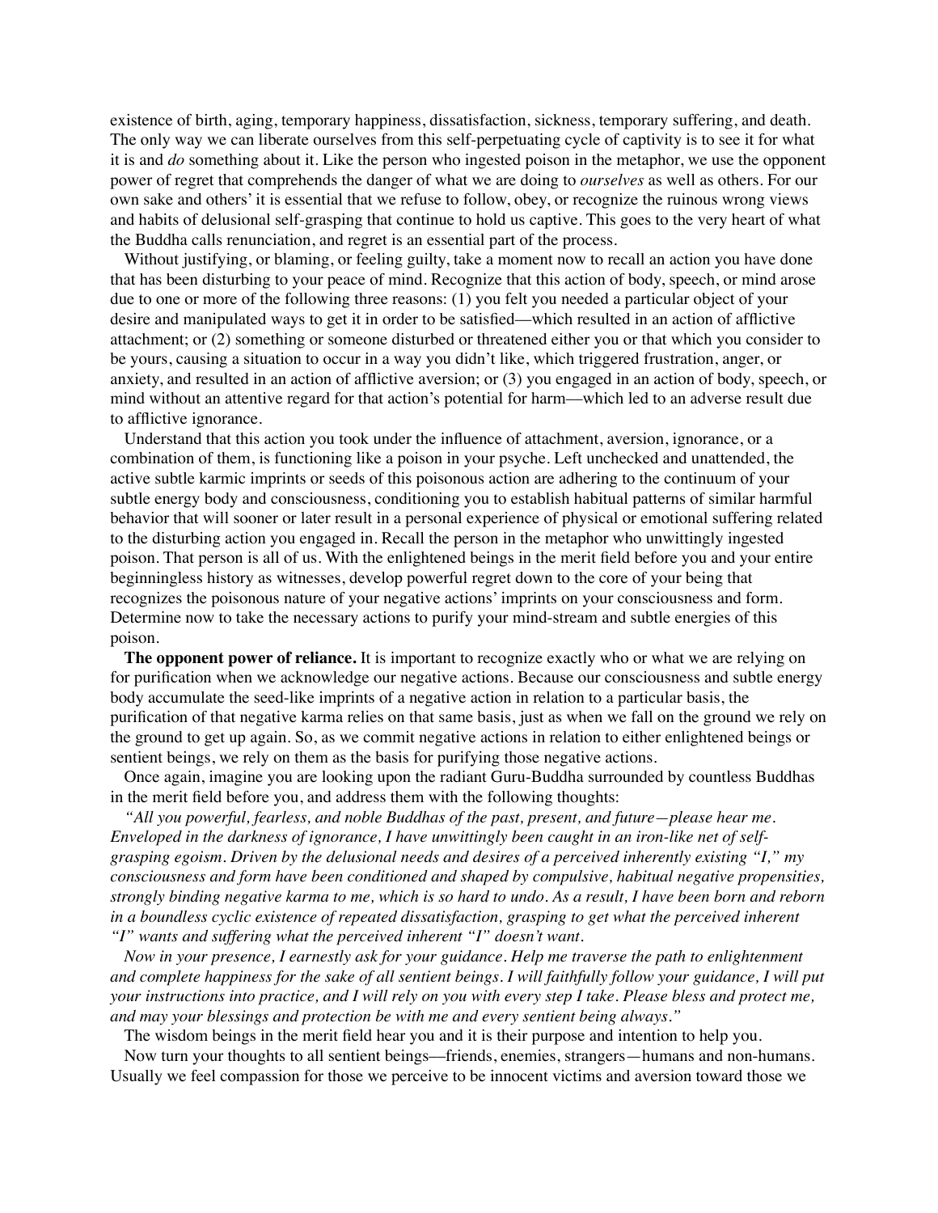existence of birth, aging, temporary happiness, dissatisfaction, sickness, temporary suffering, and death. The only way we can liberate ourselves from this self-perpetuating cycle of captivity is to see it for what it is and *do* something about it. Like the person who ingested poison in the metaphor, we use the opponent power of regret that comprehends the danger of what we are doing to *ourselves* as well as others. For our own sake and others' it is essential that we refuse to follow, obey, or recognize the ruinous wrong views and habits of delusional self-grasping that continue to hold us captive. This goes to the very heart of what the Buddha calls renunciation, and regret is an essential part of the process.

Without justifying, or blaming, or feeling guilty, take a moment now to recall an action you have done that has been disturbing to your peace of mind. Recognize that this action of body, speech, or mind arose due to one or more of the following three reasons: (1) you felt you needed a particular object of your desire and manipulated ways to get it in order to be satisfied—which resulted in an action of afflictive attachment; or (2) something or someone disturbed or threatened either you or that which you consider to be yours, causing a situation to occur in a way you didn't like, which triggered frustration, anger, or anxiety, and resulted in an action of afflictive aversion; or (3) you engaged in an action of body, speech, or mind without an attentive regard for that action's potential for harm—which led to an adverse result due to afflictive ignorance.

Understand that this action you took under the influence of attachment, aversion, ignorance, or a combination of them, is functioning like a poison in your psyche. Left unchecked and unattended, the active subtle karmic imprints or seeds of this poisonous action are adhering to the continuum of your subtle energy body and consciousness, conditioning you to establish habitual patterns of similar harmful behavior that will sooner or later result in a personal experience of physical or emotional suffering related to the disturbing action you engaged in. Recall the person in the metaphor who unwittingly ingested poison. That person is all of us. With the enlightened beings in the merit field before you and your entire beginningless history as witnesses, develop powerful regret down to the core of your being that recognizes the poisonous nature of your negative actions' imprints on your consciousness and form. Determine now to take the necessary actions to purify your mind-stream and subtle energies of this poison.

**The opponent power of reliance.** It is important to recognize exactly who or what we are relying on for purification when we acknowledge our negative actions. Because our consciousness and subtle energy body accumulate the seed-like imprints of a negative action in relation to a particular basis, the purification of that negative karma relies on that same basis, just as when we fall on the ground we rely on the ground to get up again. So, as we commit negative actions in relation to either enlightened beings or sentient beings, we rely on them as the basis for purifying those negative actions.

Once again, imagine you are looking upon the radiant Guru-Buddha surrounded by countless Buddhas in the merit field before you, and address them with the following thoughts:

*"All you powerful, fearless, and noble Buddhas of the past, present, and future—please hear me. Enveloped in the darkness of ignorance, I have unwittingly been caught in an iron-like net of self-grasping egoism. Driven by the delusional needs and desires of a perceived inherently existing "I," my consciousness and form have been conditioned and shaped by compulsive, habitual negative propensities, strongly binding negative karma to me, which is so hard to undo. As a result, I have been born and reborn in a boundless cyclic existence of repeated dissatisfaction, grasping to get what the perceived inherent "I" wants and suffering what the perceived inherent "I" doesn't want.*

*Now in your presence, I earnestly ask for your guidance. Help me traverse the path to enlightenment and complete happiness for the sake of all sentient beings. I will faithfully follow your guidance, I will put your instructions into practice, and I will rely on you with every step I take. Please bless and protect me, and may your blessings and protection be with me and every sentient being always."*

The wisdom beings in the merit field hear you and it is their purpose and intention to help you.

Now turn your thoughts to all sentient beings—friends, enemies, strangers—humans and non-humans. Usually we feel compassion for those we perceive to be innocent victims and aversion toward those we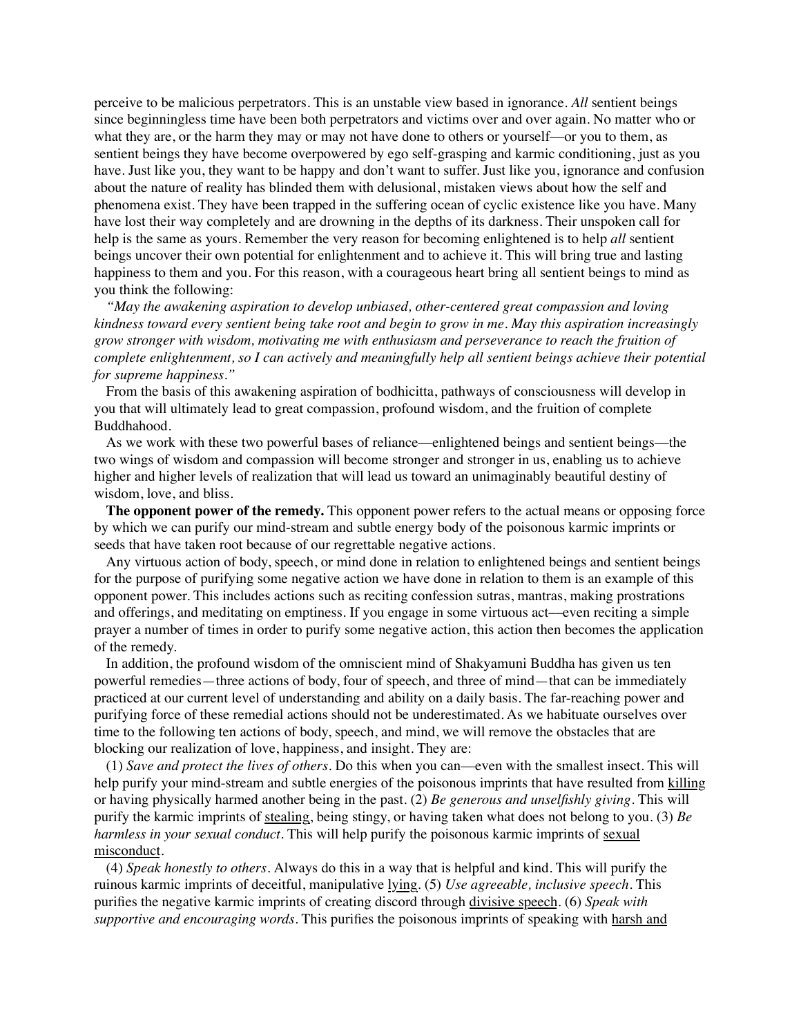perceive to be malicious perpetrators. This is an unstable view based in ignorance. *All* sentient beings since beginningless time have been both perpetrators and victims over and over again. No matter who or what they are, or the harm they may or may not have done to others or yourself—or you to them, as sentient beings they have become overpowered by ego self-grasping and karmic conditioning, just as you have. Just like you, they want to be happy and don't want to suffer. Just like you, ignorance and confusion about the nature of reality has blinded them with delusional, mistaken views about how the self and phenomena exist. They have been trapped in the suffering ocean of cyclic existence like you have. Many have lost their way completely and are drowning in the depths of its darkness. Their unspoken call for help is the same as yours. Remember the very reason for becoming enlightened is to help *all* sentient beings uncover their own potential for enlightenment and to achieve it. This will bring true and lasting happiness to them and you. For this reason, with a courageous heart bring all sentient beings to mind as you think the following:

*"May the awakening aspiration to develop unbiased, other-centered great compassion and loving kindness toward every sentient being take root and begin to grow in me. May this aspiration increasingly grow stronger with wisdom, motivating me with enthusiasm and perseverance to reach the fruition of complete enlightenment, so I can actively and meaningfully help all sentient beings achieve their potential for supreme happiness."*

From the basis of this awakening aspiration of bodhicitta, pathways of consciousness will develop in you that will ultimately lead to great compassion, profound wisdom, and the fruition of complete Buddhahood.

As we work with these two powerful bases of reliance—enlightened beings and sentient beings—the two wings of wisdom and compassion will become stronger and stronger in us, enabling us to achieve higher and higher levels of realization that will lead us toward an unimaginably beautiful destiny of wisdom, love, and bliss.

**The opponent power of the remedy.** This opponent power refers to the actual means or opposing force by which we can purify our mind-stream and subtle energy body of the poisonous karmic imprints or seeds that have taken root because of our regrettable negative actions.

Any virtuous action of body, speech, or mind done in relation to enlightened beings and sentient beings for the purpose of purifying some negative action we have done in relation to them is an example of this opponent power. This includes actions such as reciting confession sutras, mantras, making prostrations and offerings, and meditating on emptiness. If you engage in some virtuous act—even reciting a simple prayer a number of times in order to purify some negative action, this action then becomes the application of the remedy.

In addition, the profound wisdom of the omniscient mind of Shakyamuni Buddha has given us ten powerful remedies—three actions of body, four of speech, and three of mind—that can be immediately practiced at our current level of understanding and ability on a daily basis. The far-reaching power and purifying force of these remedial actions should not be underestimated. As we habituate ourselves over time to the following ten actions of body, speech, and mind, we will remove the obstacles that are blocking our realization of love, happiness, and insight. They are:

(1) *Save and protect the lives of others.* Do this when you can—even with the smallest insect. This will help purify your mind-stream and subtle energies of the poisonous imprints that have resulted from <u>killing</u> or having physically harmed another being in the past. (2) *Be generous and unselfishly giving.* This will purify the karmic imprints of <u>stealing</u>, being stingy, or having taken what does not belong to you. (3) *Be harmless in your sexual conduct.* This will help purify the poisonous karmic imprints of <u>sexual misconduct</u>.

(4) *Speak honestly to others.* Always do this in a way that is helpful and kind. This will purify the ruinous karmic imprints of deceitful, manipulative <u>lying</u>. (5) *Use agreeable, inclusive speech.* This purifies the negative karmic imprints of creating discord through <u>divisive speech</u>. (6) *Speak with supportive and encouraging words.* This purifies the poisonous imprints of speaking with <u>harsh and</u>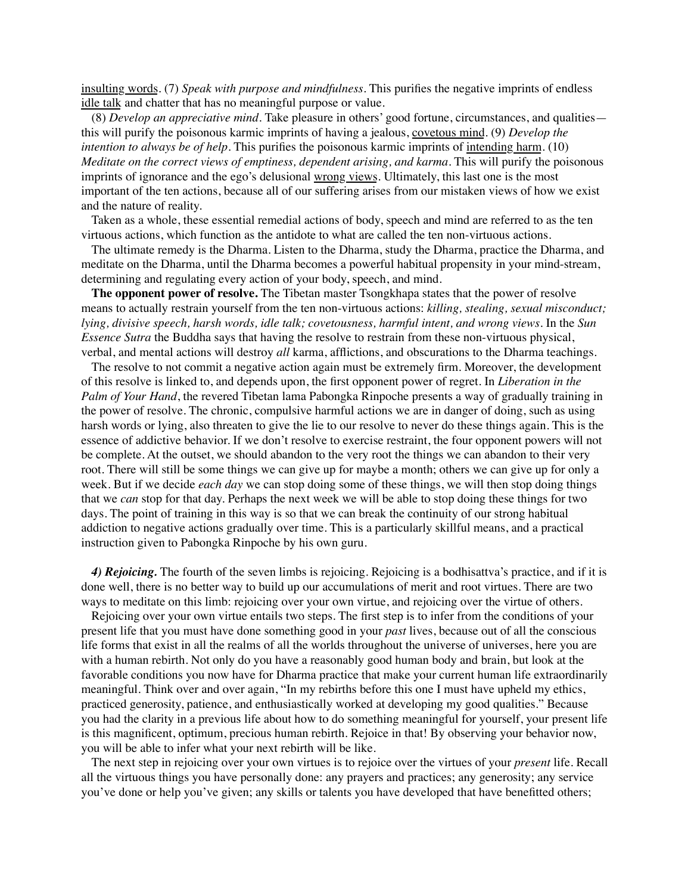insulting words. (7) *Speak with purpose and mindfulness*. This purifies the negative imprints of endless idle talk and chatter that has no meaningful purpose or value.

(8) *Develop an appreciative mind*. Take pleasure in others' good fortune, circumstances, and qualities—this will purify the poisonous karmic imprints of having a jealous, covetous mind. (9) *Develop the intention to always be of help*. This purifies the poisonous karmic imprints of intending harm. (10) *Meditate on the correct views of emptiness, dependent arising, and karma*. This will purify the poisonous imprints of ignorance and the ego's delusional wrong views. Ultimately, this last one is the most important of the ten actions, because all of our suffering arises from our mistaken views of how we exist and the nature of reality.

Taken as a whole, these essential remedial actions of body, speech and mind are referred to as the ten virtuous actions, which function as the antidote to what are called the ten non-virtuous actions.

The ultimate remedy is the Dharma. Listen to the Dharma, study the Dharma, practice the Dharma, and meditate on the Dharma, until the Dharma becomes a powerful habitual propensity in your mind-stream, determining and regulating every action of your body, speech, and mind.

**The opponent power of resolve.** The Tibetan master Tsongkhapa states that the power of resolve means to actually restrain yourself from the ten non-virtuous actions: *killing, stealing, sexual misconduct; lying, divisive speech, harsh words, idle talk; covetousness, harmful intent, and wrong views*. In the *Sun Essence Sutra* the Buddha says that having the resolve to restrain from these non-virtuous physical, verbal, and mental actions will destroy *all* karma, afflictions, and obscurations to the Dharma teachings.

The resolve to not commit a negative action again must be extremely firm. Moreover, the development of this resolve is linked to, and depends upon, the first opponent power of regret. In *Liberation in the Palm of Your Hand*, the revered Tibetan lama Pabongka Rinpoche presents a way of gradually training in the power of resolve. The chronic, compulsive harmful actions we are in danger of doing, such as using harsh words or lying, also threaten to give the lie to our resolve to never do these things again. This is the essence of addictive behavior. If we don't resolve to exercise restraint, the four opponent powers will not be complete. At the outset, we should abandon to the very root the things we can abandon to their very root. There will still be some things we can give up for maybe a month; others we can give up for only a week. But if we decide *each day* we can stop doing some of these things, we will then stop doing things that we *can* stop for that day. Perhaps the next week we will be able to stop doing these things for two days. The point of training in this way is so that we can break the continuity of our strong habitual addiction to negative actions gradually over time. This is a particularly skillful means, and a practical instruction given to Pabongka Rinpoche by his own guru.

***4) Rejoicing.*** The fourth of the seven limbs is rejoicing. Rejoicing is a bodhisattva's practice, and if it is done well, there is no better way to build up our accumulations of merit and root virtues. There are two ways to meditate on this limb: rejoicing over your own virtue, and rejoicing over the virtue of others.

Rejoicing over your own virtue entails two steps. The first step is to infer from the conditions of your present life that you must have done something good in your *past* lives, because out of all the conscious life forms that exist in all the realms of all the worlds throughout the universe of universes, here you are with a human rebirth. Not only do you have a reasonably good human body and brain, but look at the favorable conditions you now have for Dharma practice that make your current human life extraordinarily meaningful. Think over and over again, "In my rebirths before this one I must have upheld my ethics, practiced generosity, patience, and enthusiastically worked at developing my good qualities." Because you had the clarity in a previous life about how to do something meaningful for yourself, your present life is this magnificent, optimum, precious human rebirth. Rejoice in that! By observing your behavior now, you will be able to infer what your next rebirth will be like.

The next step in rejoicing over your own virtues is to rejoice over the virtues of your *present* life. Recall all the virtuous things you have personally done: any prayers and practices; any generosity; any service you've done or help you've given; any skills or talents you have developed that have benefitted others;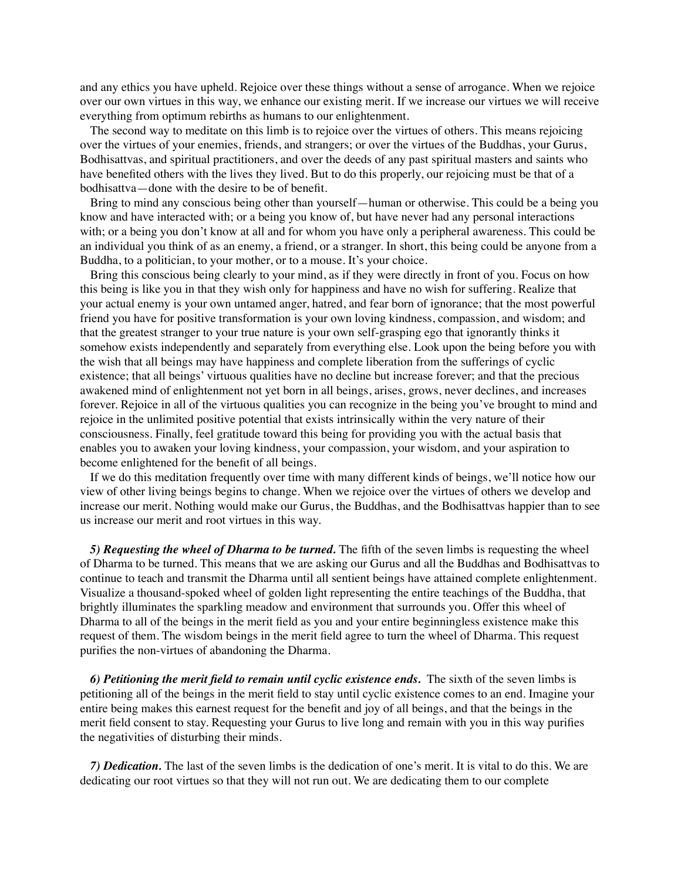and any ethics you have upheld. Rejoice over these things without a sense of arrogance. When we rejoice over our own virtues in this way, we enhance our existing merit. If we increase our virtues we will receive everything from optimum rebirths as humans to our enlightenment.

The second way to meditate on this limb is to rejoice over the virtues of others. This means rejoicing over the virtues of your enemies, friends, and strangers; or over the virtues of the Buddhas, your Gurus, Bodhisattvas, and spiritual practitioners, and over the deeds of any past spiritual masters and saints who have benefited others with the lives they lived. But to do this properly, our rejoicing must be that of a bodhisattva—done with the desire to be of benefit.

Bring to mind any conscious being other than yourself—human or otherwise. This could be a being you know and have interacted with; or a being you know of, but have never had any personal interactions with; or a being you don't know at all and for whom you have only a peripheral awareness. This could be an individual you think of as an enemy, a friend, or a stranger. In short, this being could be anyone from a Buddha, to a politician, to your mother, or to a mouse. It's your choice.

Bring this conscious being clearly to your mind, as if they were directly in front of you. Focus on how this being is like you in that they wish only for happiness and have no wish for suffering. Realize that your actual enemy is your own untamed anger, hatred, and fear born of ignorance; that the most powerful friend you have for positive transformation is your own loving kindness, compassion, and wisdom; and that the greatest stranger to your true nature is your own self-grasping ego that ignorantly thinks it somehow exists independently and separately from everything else. Look upon the being before you with the wish that all beings may have happiness and complete liberation from the sufferings of cyclic existence; that all beings' virtuous qualities have no decline but increase forever; and that the precious awakened mind of enlightenment not yet born in all beings, arises, grows, never declines, and increases forever. Rejoice in all of the virtuous qualities you can recognize in the being you've brought to mind and rejoice in the unlimited positive potential that exists intrinsically within the very nature of their consciousness. Finally, feel gratitude toward this being for providing you with the actual basis that enables you to awaken your loving kindness, your compassion, your wisdom, and your aspiration to become enlightened for the benefit of all beings.

If we do this meditation frequently over time with many different kinds of beings, we'll notice how our view of other living beings begins to change. When we rejoice over the virtues of others we develop and increase our merit. Nothing would make our Gurus, the Buddhas, and the Bodhisattvas happier than to see us increase our merit and root virtues in this way.

***5) Requesting the wheel of Dharma to be turned.*** The fifth of the seven limbs is requesting the wheel of Dharma to be turned. This means that we are asking our Gurus and all the Buddhas and Bodhisattvas to continue to teach and transmit the Dharma until all sentient beings have attained complete enlightenment. Visualize a thousand-spoked wheel of golden light representing the entire teachings of the Buddha, that brightly illuminates the sparkling meadow and environment that surrounds you. Offer this wheel of Dharma to all of the beings in the merit field as you and your entire beginningless existence make this request of them. The wisdom beings in the merit field agree to turn the wheel of Dharma. This request purifies the non-virtues of abandoning the Dharma.

***6) Petitioning the merit field to remain until cyclic existence ends.*** The sixth of the seven limbs is petitioning all of the beings in the merit field to stay until cyclic existence comes to an end. Imagine your entire being makes this earnest request for the benefit and joy of all beings, and that the beings in the merit field consent to stay. Requesting your Gurus to live long and remain with you in this way purifies the negativities of disturbing their minds.

***7) Dedication.*** The last of the seven limbs is the dedication of one's merit. It is vital to do this. We are dedicating our root virtues so that they will not run out. We are dedicating them to our complete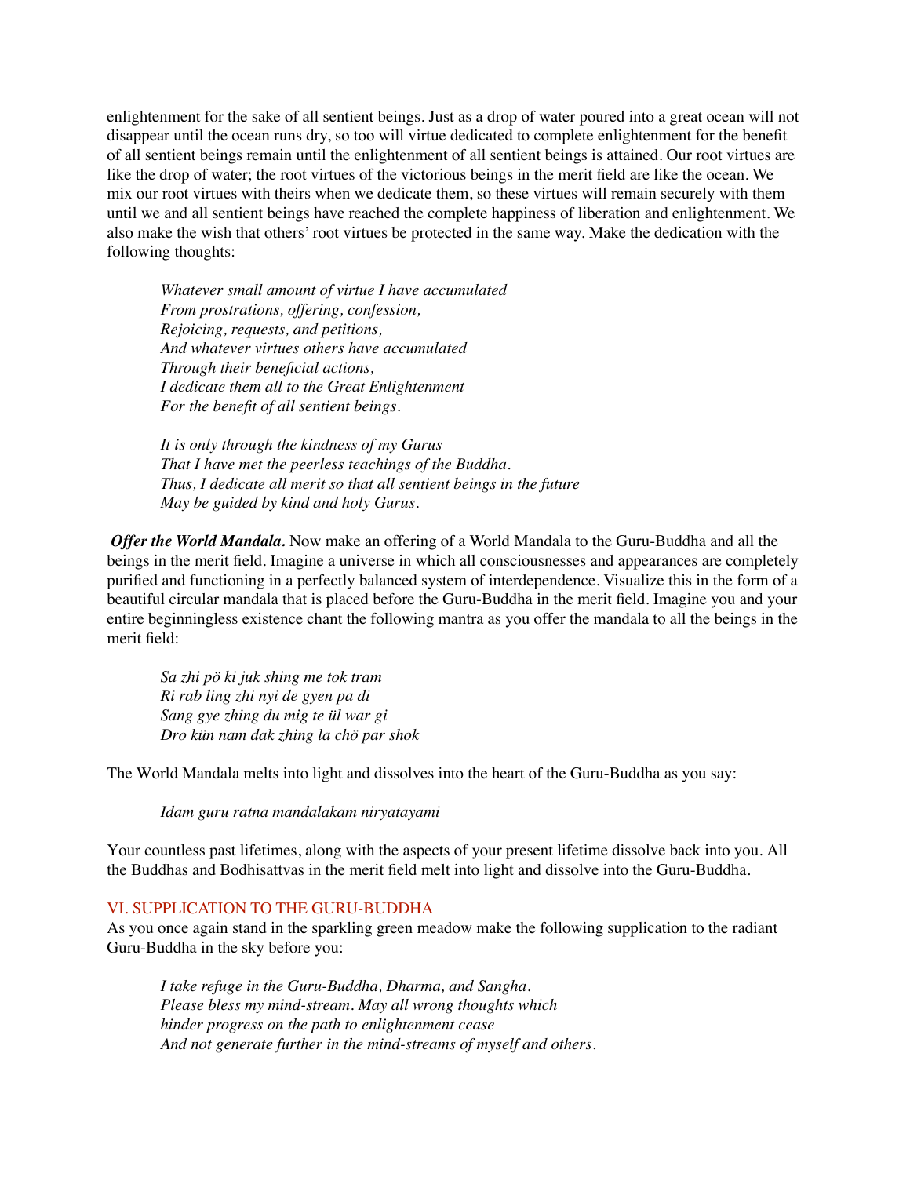enlightenment for the sake of all sentient beings. Just as a drop of water poured into a great ocean will not disappear until the ocean runs dry, so too will virtue dedicated to complete enlightenment for the benefit of all sentient beings remain until the enlightenment of all sentient beings is attained. Our root virtues are like the drop of water; the root virtues of the victorious beings in the merit field are like the ocean. We mix our root virtues with theirs when we dedicate them, so these virtues will remain securely with them until we and all sentient beings have reached the complete happiness of liberation and enlightenment. We also make the wish that others' root virtues be protected in the same way. Make the dedication with the following thoughts:

> *Whatever small amount of virtue I have accumulated*
> *From prostrations, offering, confession,*
> *Rejoicing, requests, and petitions,*
> *And whatever virtues others have accumulated*
> *Through their beneficial actions,*
> *I dedicate them all to the Great Enlightenment*
> *For the benefit of all sentient beings.*
>
> *It is only through the kindness of my Gurus*
> *That I have met the peerless teachings of the Buddha.*
> *Thus, I dedicate all merit so that all sentient beings in the future*
> *May be guided by kind and holy Gurus.*

***Offer the World Mandala.*** Now make an offering of a World Mandala to the Guru-Buddha and all the beings in the merit field. Imagine a universe in which all consciousnesses and appearances are completely purified and functioning in a perfectly balanced system of interdependence. Visualize this in the form of a beautiful circular mandala that is placed before the Guru-Buddha in the merit field. Imagine you and your entire beginningless existence chant the following mantra as you offer the mandala to all the beings in the merit field:

> *Sa zhi pö ki juk shing me tok tram*
> *Ri rab ling zhi nyi de gyen pa di*
> *Sang gye zhing du mig te ül war gi*
> *Dro kün nam dak zhing la chö par shok*

The World Mandala melts into light and dissolves into the heart of the Guru-Buddha as you say:

> *Idam guru ratna mandalakam niryatayami*

Your countless past lifetimes, along with the aspects of your present lifetime dissolve back into you. All the Buddhas and Bodhisattvas in the merit field melt into light and dissolve into the Guru-Buddha.

## VI. SUPPLICATION TO THE GURU-BUDDHA

As you once again stand in the sparkling green meadow make the following supplication to the radiant Guru-Buddha in the sky before you:

> *I take refuge in the Guru-Buddha, Dharma, and Sangha.*
> *Please bless my mind-stream. May all wrong thoughts which*
> *hinder progress on the path to enlightenment cease*
> *And not generate further in the mind-streams of myself and others.*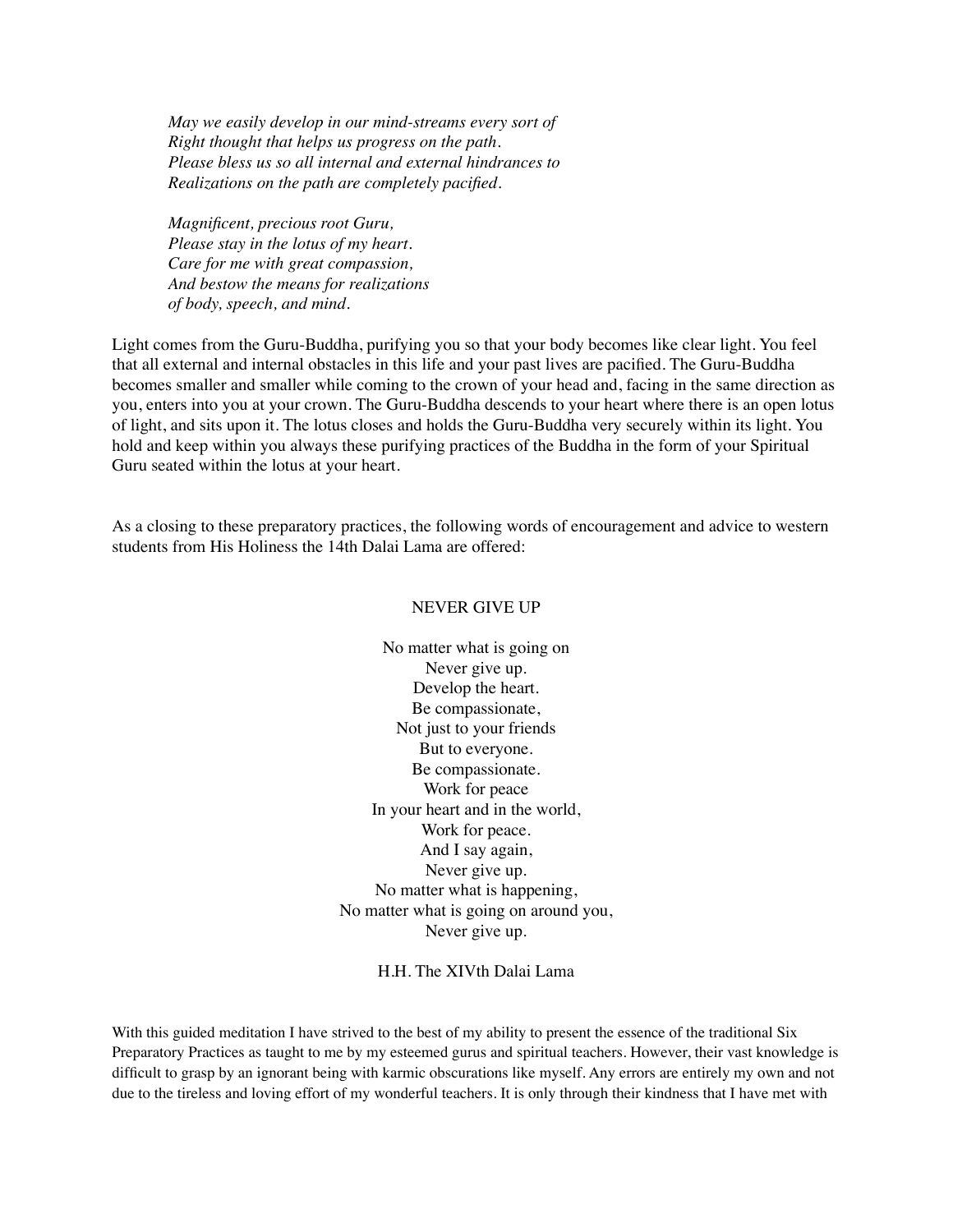*May we easily develop in our mind-streams every sort of*
*Right thought that helps us progress on the path.*
*Please bless us so all internal and external hindrances to*
*Realizations on the path are completely pacified.*

*Magnificent, precious root Guru,*
*Please stay in the lotus of my heart.*
*Care for me with great compassion,*
*And bestow the means for realizations*
*of body, speech, and mind.*

Light comes from the Guru-Buddha, purifying you so that your body becomes like clear light. You feel that all external and internal obstacles in this life and your past lives are pacified. The Guru-Buddha becomes smaller and smaller while coming to the crown of your head and, facing in the same direction as you, enters into you at your crown. The Guru-Buddha descends to your heart where there is an open lotus of light, and sits upon it. The lotus closes and holds the Guru-Buddha very securely within its light. You hold and keep within you always these purifying practices of the Buddha in the form of your Spiritual Guru seated within the lotus at your heart.

As a closing to these preparatory practices, the following words of encouragement and advice to western students from His Holiness the 14th Dalai Lama are offered:

NEVER GIVE UP

No matter what is going on
Never give up.
Develop the heart.
Be compassionate,
Not just to your friends
But to everyone.
Be compassionate.
Work for peace
In your heart and in the world,
Work for peace.
And I say again,
Never give up.
No matter what is happening,
No matter what is going on around you,
Never give up.

H.H. The XIVth Dalai Lama

With this guided meditation I have strived to the best of my ability to present the essence of the traditional Six Preparatory Practices as taught to me by my esteemed gurus and spiritual teachers. However, their vast knowledge is difficult to grasp by an ignorant being with karmic obscurations like myself. Any errors are entirely my own and not due to the tireless and loving effort of my wonderful teachers. It is only through their kindness that I have met with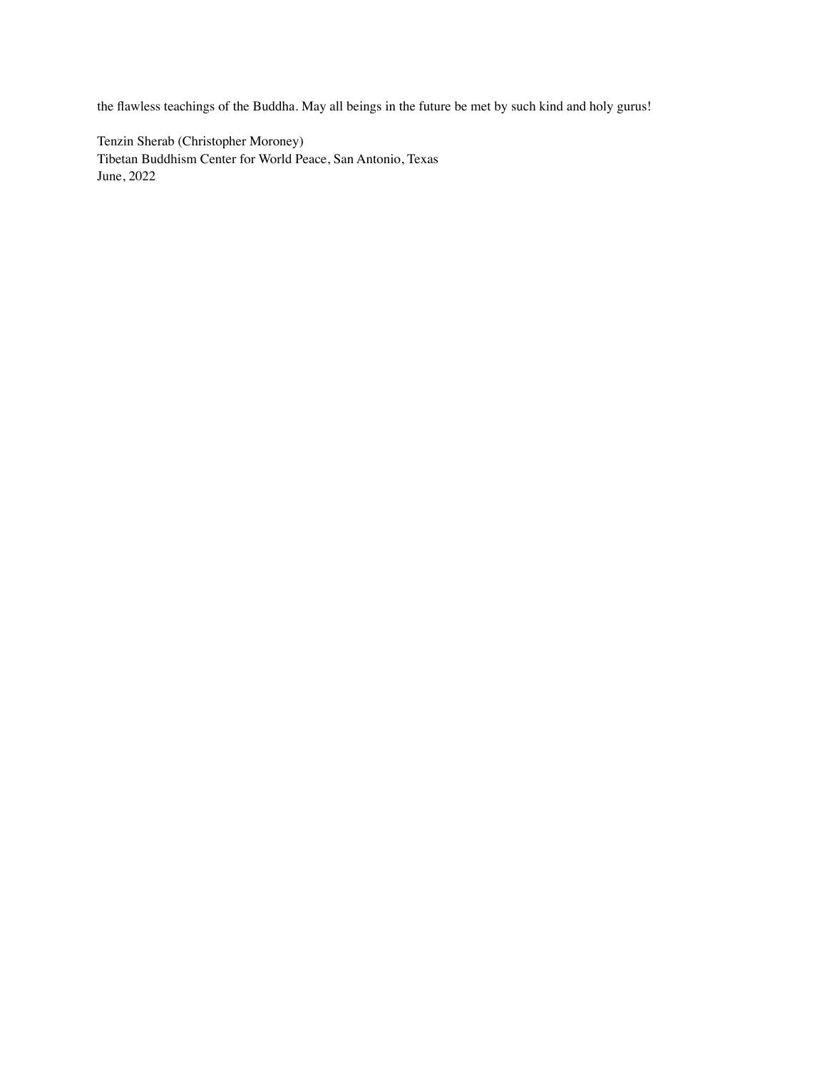the flawless teachings of the Buddha. May all beings in the future be met by such kind and holy gurus!

Tenzin Sherab (Christopher Moroney)
Tibetan Buddhism Center for World Peace, San Antonio, Texas
June, 2022